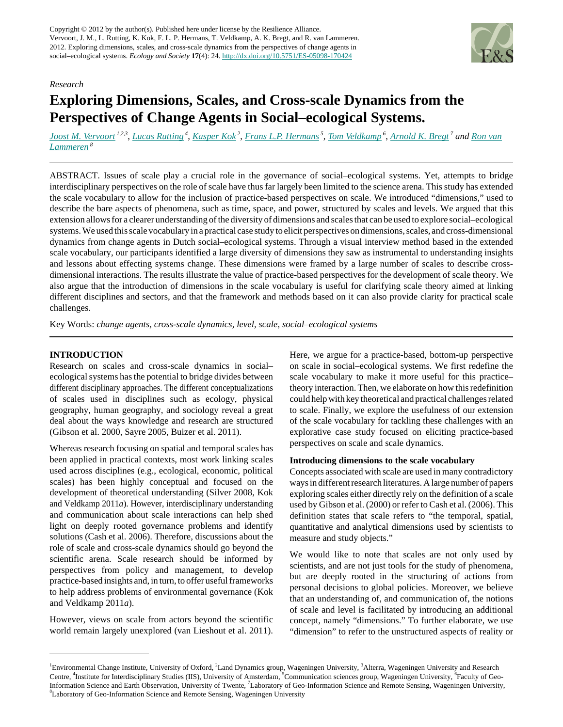Copyright © 2012 by the author(s). Published here under license by the Resilience Alliance.
Vervoort, J. M., L. Rutting, K. Kok, F. L. P. Hermans, T. Veldkamp, A. K. Bregt, and R. van Lammeren. 2012. Exploring dimensions, scales, and cross-scale dynamics from the perspectives of change agents in social–ecological systems. *Ecology and Society* **17**(4): 24. http://dx.doi.org/10.5751/ES-05098-170424

*Research*

# Exploring Dimensions, Scales, and Cross-scale Dynamics from the Perspectives of Change Agents in Social–ecological Systems.

*Joost M. Vervoort*[1,2,3], *Lucas Rutting*[4], *Kasper Kok*[2], *Frans L.P. Hermans*[5], *Tom Veldkamp*[6], *Arnold K. Bregt*[7] and *Ron van Lammeren*[8]

ABSTRACT. Issues of scale play a crucial role in the governance of social–ecological systems. Yet, attempts to bridge interdisciplinary perspectives on the role of scale have thus far largely been limited to the science arena. This study has extended the scale vocabulary to allow for the inclusion of practice-based perspectives on scale. We introduced "dimensions," used to describe the bare aspects of phenomena, such as time, space, and power, structured by scales and levels. We argued that this extension allows for a clearer understanding of the diversity of dimensions and scales that can be used to explore social–ecological systems. We used this scale vocabulary in a practical case study to elicit perspectives on dimensions, scales, and cross-dimensional dynamics from change agents in Dutch social–ecological systems. Through a visual interview method based in the extended scale vocabulary, our participants identified a large diversity of dimensions they saw as instrumental to understanding insights and lessons about effecting systems change. These dimensions were framed by a large number of scales to describe cross-dimensional interactions. The results illustrate the value of practice-based perspectives for the development of scale theory. We also argue that the introduction of dimensions in the scale vocabulary is useful for clarifying scale theory aimed at linking different disciplines and sectors, and that the framework and methods based on it can also provide clarity for practical scale challenges.

Key Words: *change agents, cross-scale dynamics, level, scale, social–ecological systems*

## INTRODUCTION

Research on scales and cross-scale dynamics in social–ecological systems has the potential to bridge divides between different disciplinary approaches. The different conceptualizations of scales used in disciplines such as ecology, physical geography, human geography, and sociology reveal a great deal about the ways knowledge and research are structured (Gibson et al. 2000, Sayre 2005, Buizer et al. 2011).

Whereas research focusing on spatial and temporal scales has been applied in practical contexts, most work linking scales used across disciplines (e.g., ecological, economic, political scales) has been highly conceptual and focused on the development of theoretical understanding (Silver 2008, Kok and Veldkamp 2011*a*). However, interdisciplinary understanding and communication about scale interactions can help shed light on deeply rooted governance problems and identify solutions (Cash et al. 2006). Therefore, discussions about the role of scale and cross-scale dynamics should go beyond the scientific arena. Scale research should be informed by perspectives from policy and management, to develop practice-based insights and, in turn, to offer useful frameworks to help address problems of environmental governance (Kok and Veldkamp 2011*a*).

However, views on scale from actors beyond the scientific world remain largely unexplored (van Lieshout et al. 2011). Here, we argue for a practice-based, bottom-up perspective on scale in social–ecological systems. We first redefine the scale vocabulary to make it more useful for this practice–theory interaction. Then, we elaborate on how this redefinition could help with key theoretical and practical challenges related to scale. Finally, we explore the usefulness of our extension of the scale vocabulary for tackling these challenges with an explorative case study focused on eliciting practice-based perspectives on scale and scale dynamics.

### Introducing dimensions to the scale vocabulary

Concepts associated with scale are used in many contradictory ways in different research literatures. A large number of papers exploring scales either directly rely on the definition of a scale used by Gibson et al. (2000) or refer to Cash et al. (2006). This definition states that scale refers to "the temporal, spatial, quantitative and analytical dimensions used by scientists to measure and study objects."

We would like to note that scales are not only used by scientists, and are not just tools for the study of phenomena, but are deeply rooted in the structuring of actions from personal decisions to global policies. Moreover, we believe that an understanding of, and communication of, the notions of scale and level is facilitated by introducing an additional concept, namely "dimensions." To further elaborate, we use "dimension" to refer to the unstructured aspects of reality or

[1]Environmental Change Institute, University of Oxford, [2]Land Dynamics group, Wageningen University, [3]Alterra, Wageningen University and Research Centre, [4]Institute for Interdisciplinary Studies (IIS), University of Amsterdam, [5]Communication sciences group, Wageningen University, [6]Faculty of Geo-Information Science and Earth Observation, University of Twente, [7]Laboratory of Geo-Information Science and Remote Sensing, Wageningen University, [8]Laboratory of Geo-Information Science and Remote Sensing, Wageningen University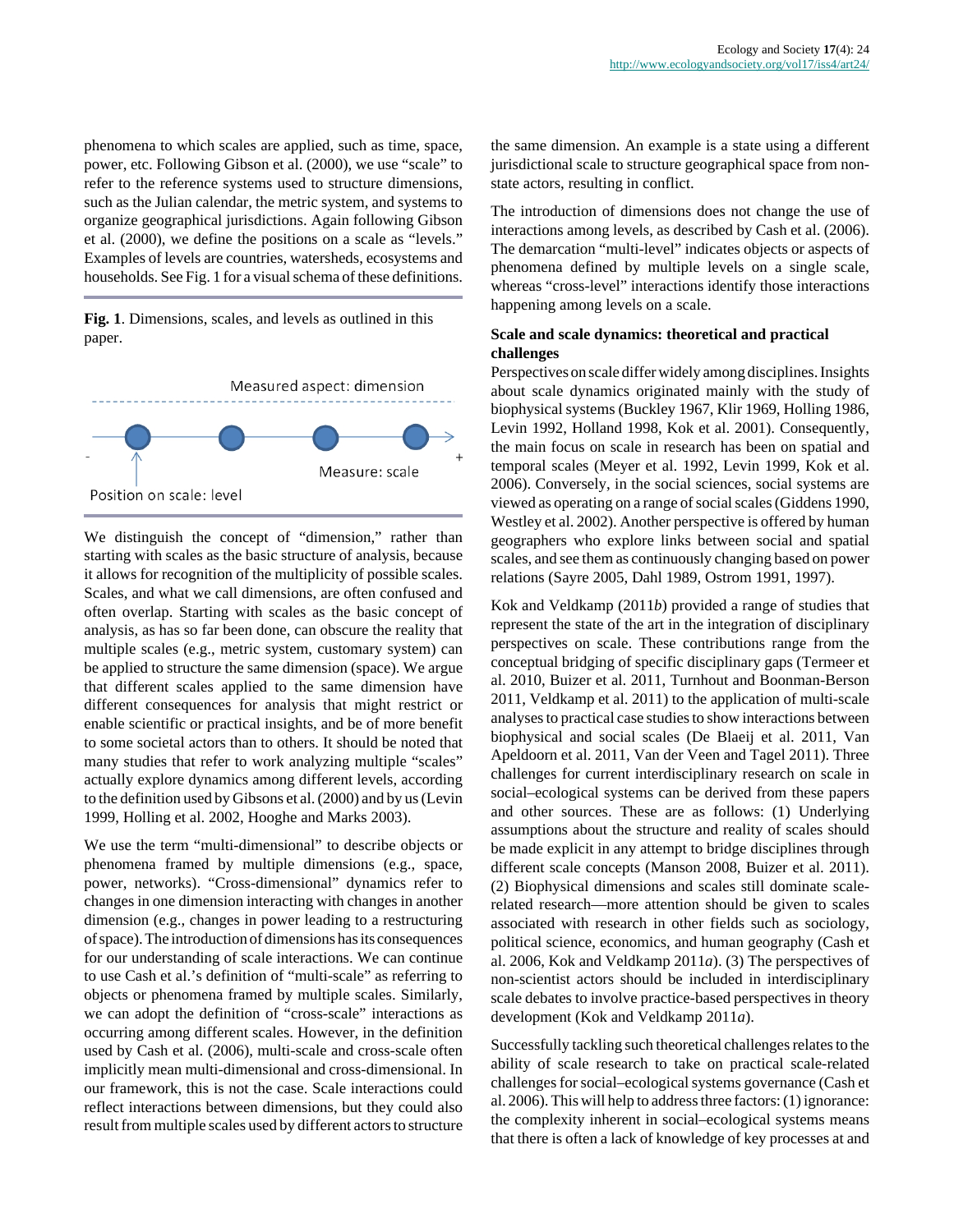phenomena to which scales are applied, such as time, space, power, etc. Following Gibson et al. (2000), we use "scale" to refer to the reference systems used to structure dimensions, such as the Julian calendar, the metric system, and systems to organize geographical jurisdictions. Again following Gibson et al. (2000), we define the positions on a scale as "levels." Examples of levels are countries, watersheds, ecosystems and households. See Fig. 1 for a visual schema of these definitions.

**Fig. 1**. Dimensions, scales, and levels as outlined in this paper.

We distinguish the concept of "dimension," rather than starting with scales as the basic structure of analysis, because it allows for recognition of the multiplicity of possible scales. Scales, and what we call dimensions, are often confused and often overlap. Starting with scales as the basic concept of analysis, as has so far been done, can obscure the reality that multiple scales (e.g., metric system, customary system) can be applied to structure the same dimension (space). We argue that different scales applied to the same dimension have different consequences for analysis that might restrict or enable scientific or practical insights, and be of more benefit to some societal actors than to others. It should be noted that many studies that refer to work analyzing multiple "scales" actually explore dynamics among different levels, according to the definition used by Gibsons et al. (2000) and by us (Levin 1999, Holling et al. 2002, Hooghe and Marks 2003).

We use the term "multi-dimensional" to describe objects or phenomena framed by multiple dimensions (e.g., space, power, networks). "Cross-dimensional" dynamics refer to changes in one dimension interacting with changes in another dimension (e.g., changes in power leading to a restructuring of space). The introduction of dimensions has its consequences for our understanding of scale interactions. We can continue to use Cash et al.'s definition of "multi-scale" as referring to objects or phenomena framed by multiple scales. Similarly, we can adopt the definition of "cross-scale" interactions as occurring among different scales. However, in the definition used by Cash et al. (2006), multi-scale and cross-scale often implicitly mean multi-dimensional and cross-dimensional. In our framework, this is not the case. Scale interactions could reflect interactions between dimensions, but they could also result from multiple scales used by different actors to structure the same dimension. An example is a state using a different jurisdictional scale to structure geographical space from non-state actors, resulting in conflict.

The introduction of dimensions does not change the use of interactions among levels, as described by Cash et al. (2006). The demarcation "multi-level" indicates objects or aspects of phenomena defined by multiple levels on a single scale, whereas "cross-level" interactions identify those interactions happening among levels on a scale.

### Scale and scale dynamics: theoretical and practical challenges

Perspectives on scale differ widely among disciplines. Insights about scale dynamics originated mainly with the study of biophysical systems (Buckley 1967, Klir 1969, Holling 1986, Levin 1992, Holland 1998, Kok et al. 2001). Consequently, the main focus on scale in research has been on spatial and temporal scales (Meyer et al. 1992, Levin 1999, Kok et al. 2006). Conversely, in the social sciences, social systems are viewed as operating on a range of social scales (Giddens 1990, Westley et al. 2002). Another perspective is offered by human geographers who explore links between social and spatial scales, and see them as continuously changing based on power relations (Sayre 2005, Dahl 1989, Ostrom 1991, 1997).

Kok and Veldkamp (2011*b*) provided a range of studies that represent the state of the art in the integration of disciplinary perspectives on scale. These contributions range from the conceptual bridging of specific disciplinary gaps (Termeer et al. 2010, Buizer et al. 2011, Turnhout and Boonman-Berson 2011, Veldkamp et al. 2011) to the application of multi-scale analyses to practical case studies to show interactions between biophysical and social scales (De Blaeij et al. 2011, Van Apeldoorn et al. 2011, Van der Veen and Tagel 2011). Three challenges for current interdisciplinary research on scale in social–ecological systems can be derived from these papers and other sources. These are as follows: (1) Underlying assumptions about the structure and reality of scales should be made explicit in any attempt to bridge disciplines through different scale concepts (Manson 2008, Buizer et al. 2011). (2) Biophysical dimensions and scales still dominate scale-related research—more attention should be given to scales associated with research in other fields such as sociology, political science, economics, and human geography (Cash et al. 2006, Kok and Veldkamp 2011*a*). (3) The perspectives of non-scientist actors should be included in interdisciplinary scale debates to involve practice-based perspectives in theory development (Kok and Veldkamp 2011*a*).

Successfully tackling such theoretical challenges relates to the ability of scale research to take on practical scale-related challenges for social–ecological systems governance (Cash et al. 2006). This will help to address three factors: (1) ignorance: the complexity inherent in social–ecological systems means that there is often a lack of knowledge of key processes at and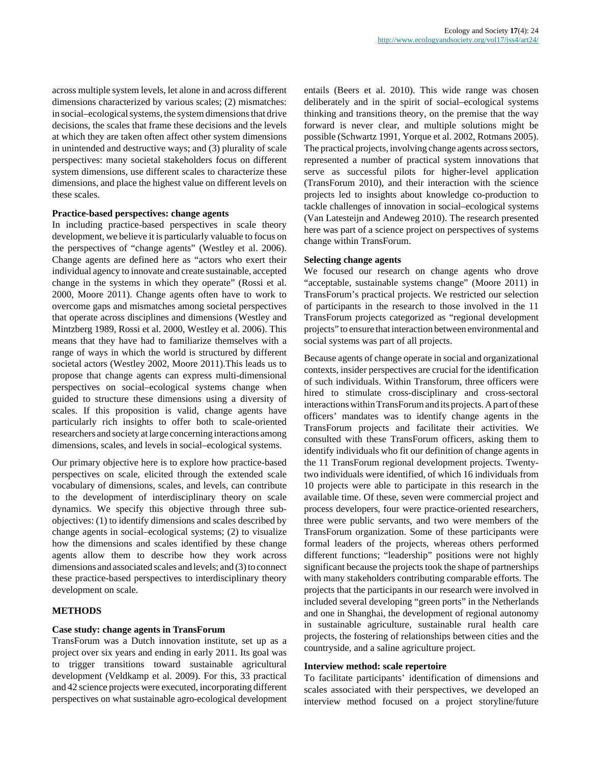across multiple system levels, let alone in and across different dimensions characterized by various scales; (2) mismatches: in social–ecological systems, the system dimensions that drive decisions, the scales that frame these decisions and the levels at which they are taken often affect other system dimensions in unintended and destructive ways; and (3) plurality of scale perspectives: many societal stakeholders focus on different system dimensions, use different scales to characterize these dimensions, and place the highest value on different levels on these scales.

### Practice-based perspectives: change agents

In including practice-based perspectives in scale theory development, we believe it is particularly valuable to focus on the perspectives of "change agents" (Westley et al. 2006). Change agents are defined here as "actors who exert their individual agency to innovate and create sustainable, accepted change in the systems in which they operate" (Rossi et al. 2000, Moore 2011). Change agents often have to work to overcome gaps and mismatches among societal perspectives that operate across disciplines and dimensions (Westley and Mintzberg 1989, Rossi et al. 2000, Westley et al. 2006). This means that they have had to familiarize themselves with a range of ways in which the world is structured by different societal actors (Westley 2002, Moore 2011).This leads us to propose that change agents can express multi-dimensional perspectives on social–ecological systems change when guided to structure these dimensions using a diversity of scales. If this proposition is valid, change agents have particularly rich insights to offer both to scale-oriented researchers and society at large concerning interactions among dimensions, scales, and levels in social–ecological systems.

Our primary objective here is to explore how practice-based perspectives on scale, elicited through the extended scale vocabulary of dimensions, scales, and levels, can contribute to the development of interdisciplinary theory on scale dynamics. We specify this objective through three sub-objectives: (1) to identify dimensions and scales described by change agents in social–ecological systems; (2) to visualize how the dimensions and scales identified by these change agents allow them to describe how they work across dimensions and associated scales and levels; and (3) to connect these practice-based perspectives to interdisciplinary theory development on scale.

## METHODS

### Case study: change agents in TransForum

TransForum was a Dutch innovation institute, set up as a project over six years and ending in early 2011. Its goal was to trigger transitions toward sustainable agricultural development (Veldkamp et al. 2009). For this, 33 practical and 42 science projects were executed, incorporating different perspectives on what sustainable agro-ecological development entails (Beers et al. 2010). This wide range was chosen deliberately and in the spirit of social–ecological systems thinking and transitions theory, on the premise that the way forward is never clear, and multiple solutions might be possible (Schwartz 1991, Yorque et al. 2002, Rotmans 2005). The practical projects, involving change agents across sectors, represented a number of practical system innovations that serve as successful pilots for higher-level application (TransForum 2010), and their interaction with the science projects led to insights about knowledge co-production to tackle challenges of innovation in social–ecological systems (Van Latesteijn and Andeweg 2010). The research presented here was part of a science project on perspectives of systems change within TransForum.

### Selecting change agents

We focused our research on change agents who drove "acceptable, sustainable systems change" (Moore 2011) in TransForum's practical projects. We restricted our selection of participants in the research to those involved in the 11 TransForum projects categorized as "regional development projects" to ensure that interaction between environmental and social systems was part of all projects.

Because agents of change operate in social and organizational contexts, insider perspectives are crucial for the identification of such individuals. Within Transforum, three officers were hired to stimulate cross-disciplinary and cross-sectoral interactions within TransForum and its projects. A part of these officers' mandates was to identify change agents in the TransForum projects and facilitate their activities. We consulted with these TransForum officers, asking them to identify individuals who fit our definition of change agents in the 11 TransForum regional development projects. Twenty-two individuals were identified, of which 16 individuals from 10 projects were able to participate in this research in the available time. Of these, seven were commercial project and process developers, four were practice-oriented researchers, three were public servants, and two were members of the TransForum organization. Some of these participants were formal leaders of the projects, whereas others performed different functions; "leadership" positions were not highly significant because the projects took the shape of partnerships with many stakeholders contributing comparable efforts. The projects that the participants in our research were involved in included several developing "green ports" in the Netherlands and one in Shanghai, the development of regional autonomy in sustainable agriculture, sustainable rural health care projects, the fostering of relationships between cities and the countryside, and a saline agriculture project.

### Interview method: scale repertoire

To facilitate participants' identification of dimensions and scales associated with their perspectives, we developed an interview method focused on a project storyline/future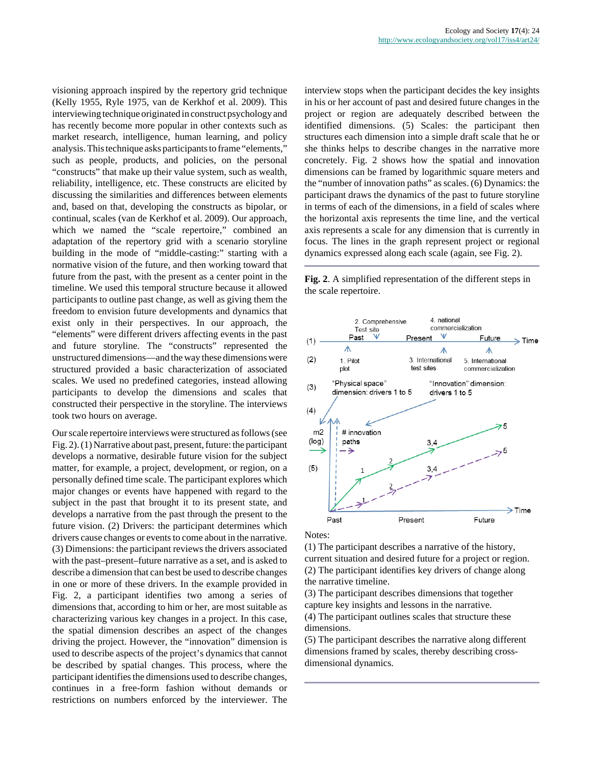visioning approach inspired by the repertory grid technique (Kelly 1955, Ryle 1975, van de Kerkhof et al. 2009). This interviewing technique originated in construct psychology and has recently become more popular in other contexts such as market research, intelligence, human learning, and policy analysis. This technique asks participants to frame "elements," such as people, products, and policies, on the personal "constructs" that make up their value system, such as wealth, reliability, intelligence, etc. These constructs are elicited by discussing the similarities and differences between elements and, based on that, developing the constructs as bipolar, or continual, scales (van de Kerkhof et al. 2009). Our approach, which we named the "scale repertoire," combined an adaptation of the repertory grid with a scenario storyline building in the mode of "middle-casting:" starting with a normative vision of the future, and then working toward that future from the past, with the present as a center point in the timeline. We used this temporal structure because it allowed participants to outline past change, as well as giving them the freedom to envision future developments and dynamics that exist only in their perspectives. In our approach, the "elements" were different drivers affecting events in the past and future storyline. The "constructs" represented the unstructured dimensions—and the way these dimensions were structured provided a basic characterization of associated scales. We used no predefined categories, instead allowing participants to develop the dimensions and scales that constructed their perspective in the storyline. The interviews took two hours on average.

Our scale repertoire interviews were structured as follows (see Fig. 2). (1) Narrative about past, present, future: the participant develops a normative, desirable future vision for the subject matter, for example, a project, development, or region, on a personally defined time scale. The participant explores which major changes or events have happened with regard to the subject in the past that brought it to its present state, and develops a narrative from the past through the present to the future vision. (2) Drivers: the participant determines which drivers cause changes or events to come about in the narrative. (3) Dimensions: the participant reviews the drivers associated with the past–present–future narrative as a set, and is asked to describe a dimension that can best be used to describe changes in one or more of these drivers. In the example provided in Fig. 2, a participant identifies two among a series of dimensions that, according to him or her, are most suitable as characterizing various key changes in a project. In this case, the spatial dimension describes an aspect of the changes driving the project. However, the "innovation" dimension is used to describe aspects of the project's dynamics that cannot be described by spatial changes. This process, where the participant identifies the dimensions used to describe changes, continues in a free-form fashion without demands or restrictions on numbers enforced by the interviewer. The interview stops when the participant decides the key insights in his or her account of past and desired future changes in the project or region are adequately described between the identified dimensions. (5) Scales: the participant then structures each dimension into a simple draft scale that he or she thinks helps to describe changes in the narrative more concretely. Fig. 2 shows how the spatial and innovation dimensions can be framed by logarithmic square meters and the "number of innovation paths" as scales. (6) Dynamics: the participant draws the dynamics of the past to future storyline in terms of each of the dimensions, in a field of scales where the horizontal axis represents the time line, and the vertical axis represents a scale for any dimension that is currently in focus. The lines in the graph represent project or regional dynamics expressed along each scale (again, see Fig. 2).

**Fig. 2**. A simplified representation of the different steps in the scale repertoire.

(1) Past Present Future Time
2. Comprehensive Test site
4. national commercialization
(2) 1. Pilot plot
3. International test sites
5. International commercialization
(3) "Physical space" dimension: drivers 1 to 5
"Innovation" dimension: drivers 1 to 5
(4)
m2 (log)
# innovation paths
(5)
1 2 3,4 5
1 2 3,4 5
Time
Past Present Future

Notes:
(1) The participant describes a narrative of the history, current situation and desired future for a project or region.
(2) The participant identifies key drivers of change along the narrative timeline.
(3) The participant describes dimensions that together capture key insights and lessons in the narrative.
(4) The participant outlines scales that structure these dimensions.
(5) The participant describes the narrative along different dimensions framed by scales, thereby describing cross-dimensional dynamics.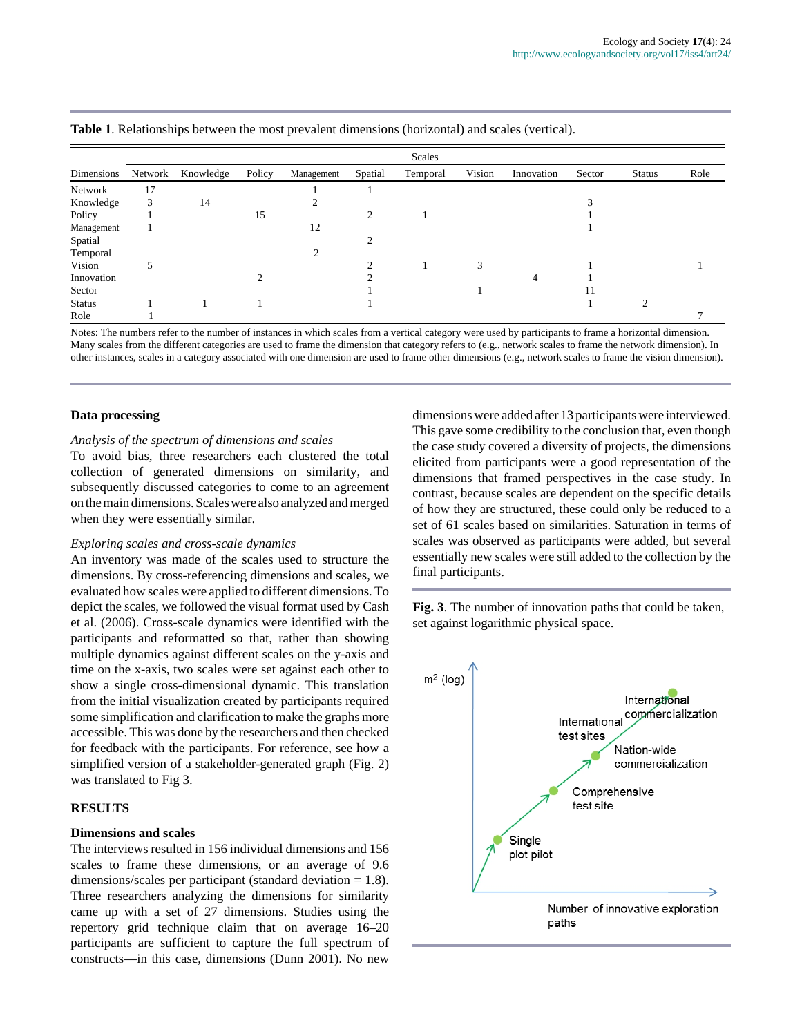**Table 1**. Relationships between the most prevalent dimensions (horizontal) and scales (vertical).

| | Scales | | | | | | | | | | |
|---|---|---|---|---|---|---|---|---|---|---|---|
| Dimensions | Network | Knowledge | Policy | Management | Spatial | Temporal | Vision | Innovation | Sector | Status | Role |
| Network | 17 | | | 1 | 1 | | | | | | |
| Knowledge | 3 | 14 | | 2 | | | | | 3 | | |
| Policy | 1 | | 15 | | 2 | 1 | | | 1 | | |
| Management | 1 | | | 12 | | | | | 1 | | |
| Spatial | | | | | 2 | | | | | | |
| Temporal | | | | 2 | | | | | | | |
| Vision | 5 | | | | 2 | 1 | 3 | | 1 | | 1 |
| Innovation | | | 2 | | 2 | | | 4 | 1 | | |
| Sector | | | | | 1 | | 1 | | 11 | | |
| Status | 1 | 1 | 1 | | 1 | | | | 1 | 2 | |
| Role | 1 | | | | | | | | | | 7 |

Notes: The numbers refer to the number of instances in which scales from a vertical category were used by participants to frame a horizontal dimension. Many scales from the different categories are used to frame the dimension that category refers to (e.g., network scales to frame the network dimension). In other instances, scales in a category associated with one dimension are used to frame other dimensions (e.g., network scales to frame the vision dimension).

### Data processing

*Analysis of the spectrum of dimensions and scales*

To avoid bias, three researchers each clustered the total collection of generated dimensions on similarity, and subsequently discussed categories to come to an agreement on the main dimensions. Scales were also analyzed and merged when they were essentially similar.

*Exploring scales and cross-scale dynamics*

An inventory was made of the scales used to structure the dimensions. By cross-referencing dimensions and scales, we evaluated how scales were applied to different dimensions. To depict the scales, we followed the visual format used by Cash et al. (2006). Cross-scale dynamics were identified with the participants and reformatted so that, rather than showing multiple dynamics against different scales on the y-axis and time on the x-axis, two scales were set against each other to show a single cross-dimensional dynamic. This translation from the initial visualization created by participants required some simplification and clarification to make the graphs more accessible. This was done by the researchers and then checked for feedback with the participants. For reference, see how a simplified version of a stakeholder-generated graph (Fig. 2) was translated to Fig 3.

## RESULTS

### Dimensions and scales

The interviews resulted in 156 individual dimensions and 156 scales to frame these dimensions, or an average of 9.6 dimensions/scales per participant (standard deviation = 1.8). Three researchers analyzing the dimensions for similarity came up with a set of 27 dimensions. Studies using the repertory grid technique claim that on average 16–20 participants are sufficient to capture the full spectrum of constructs—in this case, dimensions (Dunn 2001). No new dimensions were added after 13 participants were interviewed. This gave some credibility to the conclusion that, even though the case study covered a diversity of projects, the dimensions elicited from participants were a good representation of the dimensions that framed perspectives in the case study. In contrast, because scales are dependent on the specific details of how they are structured, these could only be reduced to a set of 61 scales based on similarities. Saturation in terms of scales was observed as participants were added, but several essentially new scales were still added to the collection by the final participants.

**Fig. 3**. The number of innovation paths that could be taken, set against logarithmic physical space.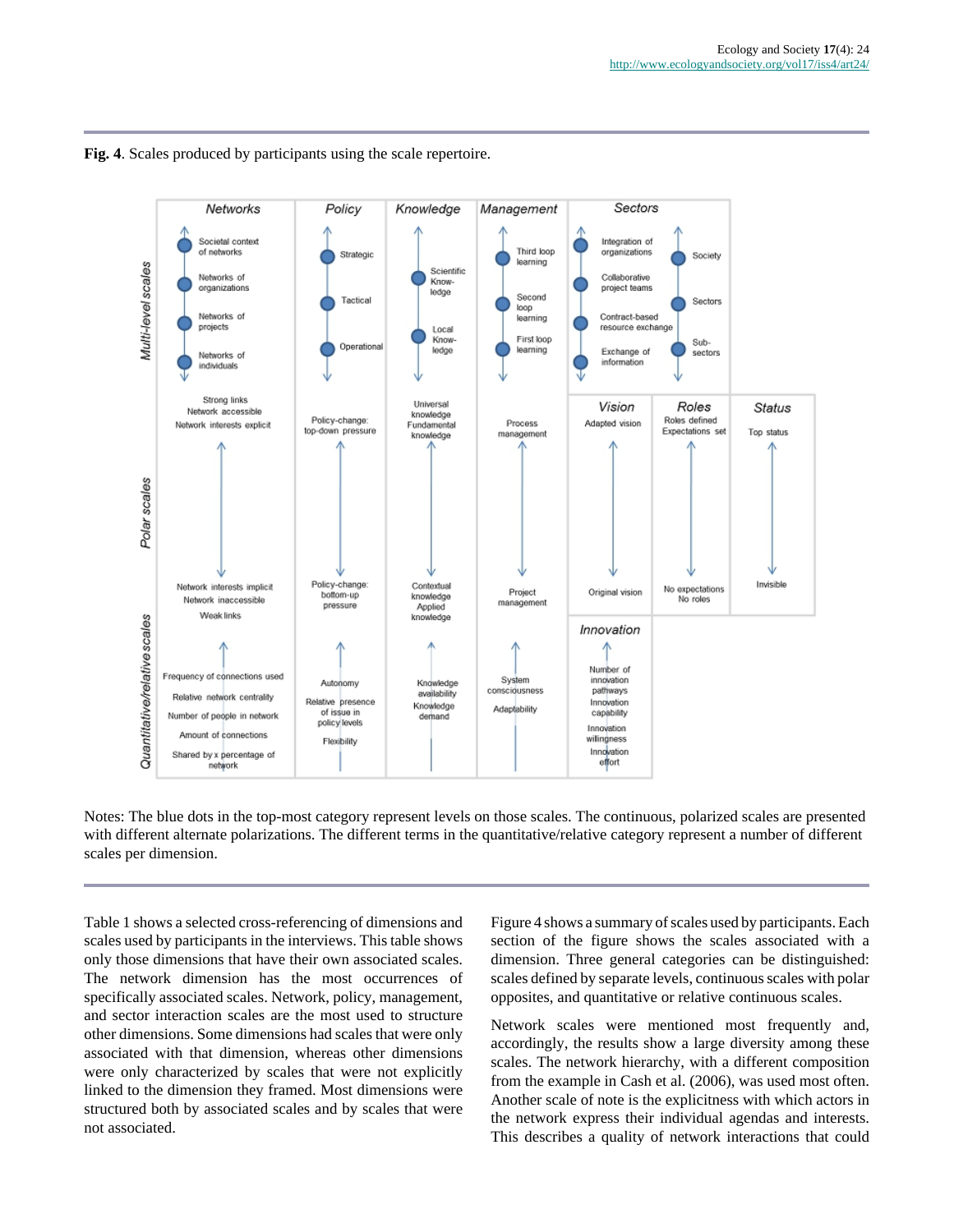**Fig. 4**. Scales produced by participants using the scale repertoire.

| | Networks | Policy | Knowledge | Management | Sectors | | |
|---|---|---|---|---|---|---|---|
| Multi-level scales | Societal context of networks; Networks of organizations; Networks of projects; Networks of individuals | Strategic; Tactical; Operational | Scientific Knowledge; Local Knowledge | Third loop learning; Second loop learning; First loop learning | Integration of organizations; Collaborative project teams; Contract-based resource exchange; Exchange of information | Society; Sectors; Sub-sectors | |
| | | | | | **Vision** | **Roles** | **Status** |
| Polar scales | Strong links, Network accessible, Network interests explicit ↔ Network interests implicit, Network inaccessible, Weak links | Policy-change: top-down pressure ↔ Policy-change: bottom-up pressure | Universal knowledge, Fundamental knowledge ↔ Contextual knowledge, Applied knowledge | Process management ↔ Project management | Adapted vision ↔ Original vision | Roles defined, Expectations set ↔ No expectations, No roles | Top status ↔ Invisible |
| | | | | | **Innovation** | | |
| Quantitative/relative scales | Frequency of connections used; Relative network centrality; Number of people in network; Amount of connections; Shared by x percentage of network | Autonomy; Relative presence of issue in policy levels; Flexibility | Knowledge availability; Knowledge demand | System consciousness; Adaptability | Number of innovation pathways; Innovation capability; Innovation willingness; Innovation effort | | |

Notes: The blue dots in the top-most category represent levels on those scales. The continuous, polarized scales are presented with different alternate polarizations. The different terms in the quantitative/relative category represent a number of different scales per dimension.

Table 1 shows a selected cross-referencing of dimensions and scales used by participants in the interviews. This table shows only those dimensions that have their own associated scales. The network dimension has the most occurrences of specifically associated scales. Network, policy, management, and sector interaction scales are the most used to structure other dimensions. Some dimensions had scales that were only associated with that dimension, whereas other dimensions were only characterized by scales that were not explicitly linked to the dimension they framed. Most dimensions were structured both by associated scales and by scales that were not associated.

Figure 4 shows a summary of scales used by participants. Each section of the figure shows the scales associated with a dimension. Three general categories can be distinguished: scales defined by separate levels, continuous scales with polar opposites, and quantitative or relative continuous scales.

Network scales were mentioned most frequently and, accordingly, the results show a large diversity among these scales. The network hierarchy, with a different composition from the example in Cash et al. (2006), was used most often. Another scale of note is the explicitness with which actors in the network express their individual agendas and interests. This describes a quality of network interactions that could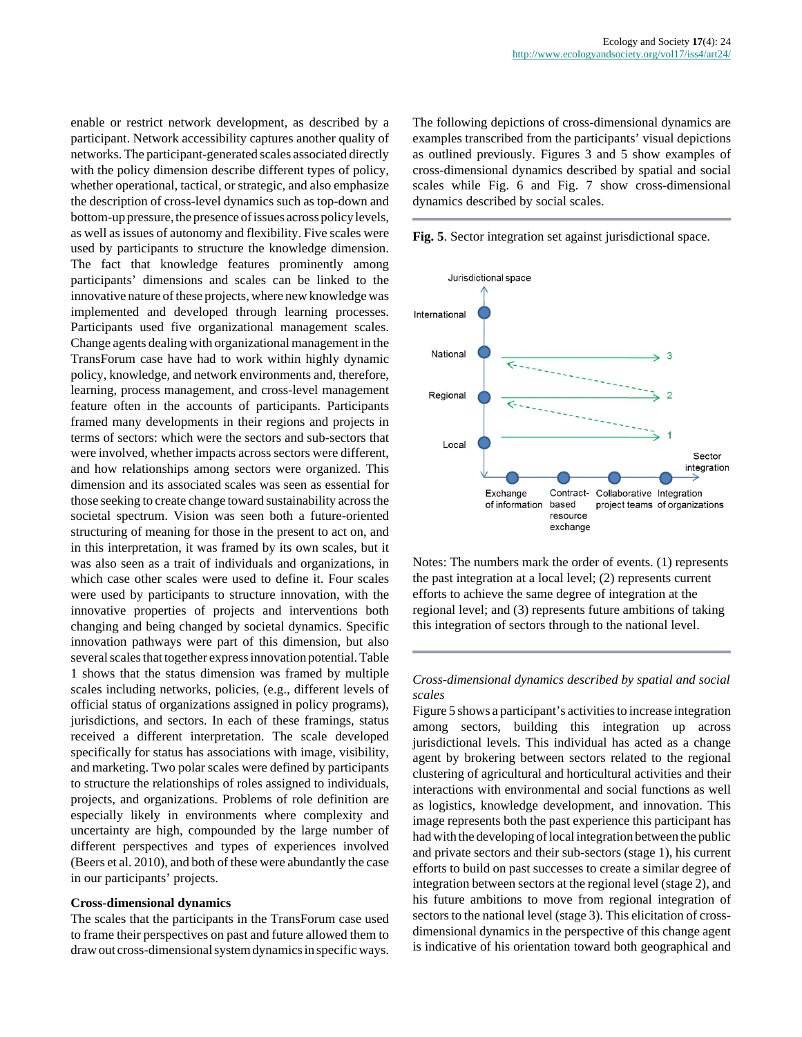enable or restrict network development, as described by a participant. Network accessibility captures another quality of networks. The participant-generated scales associated directly with the policy dimension describe different types of policy, whether operational, tactical, or strategic, and also emphasize the description of cross-level dynamics such as top-down and bottom-up pressure, the presence of issues across policy levels, as well as issues of autonomy and flexibility. Five scales were used by participants to structure the knowledge dimension. The fact that knowledge features prominently among participants' dimensions and scales can be linked to the innovative nature of these projects, where new knowledge was implemented and developed through learning processes. Participants used five organizational management scales. Change agents dealing with organizational management in the TransForum case have had to work within highly dynamic policy, knowledge, and network environments and, therefore, learning, process management, and cross-level management feature often in the accounts of participants. Participants framed many developments in their regions and projects in terms of sectors: which were the sectors and sub-sectors that were involved, whether impacts across sectors were different, and how relationships among sectors were organized. This dimension and its associated scales was seen as essential for those seeking to create change toward sustainability across the societal spectrum. Vision was seen both a future-oriented structuring of meaning for those in the present to act on, and in this interpretation, it was framed by its own scales, but it was also seen as a trait of individuals and organizations, in which case other scales were used to define it. Four scales were used by participants to structure innovation, with the innovative properties of projects and interventions both changing and being changed by societal dynamics. Specific innovation pathways were part of this dimension, but also several scales that together express innovation potential. Table 1 shows that the status dimension was framed by multiple scales including networks, policies, (e.g., different levels of official status of organizations assigned in policy programs), jurisdictions, and sectors. In each of these framings, status received a different interpretation. The scale developed specifically for status has associations with image, visibility, and marketing. Two polar scales were defined by participants to structure the relationships of roles assigned to individuals, projects, and organizations. Problems of role definition are especially likely in environments where complexity and uncertainty are high, compounded by the large number of different perspectives and types of experiences involved (Beers et al. 2010), and both of these were abundantly the case in our participants' projects.

### Cross-dimensional dynamics

The scales that the participants in the TransForum case used to frame their perspectives on past and future allowed them to draw out cross-dimensional system dynamics in specific ways.

The following depictions of cross-dimensional dynamics are examples transcribed from the participants' visual depictions as outlined previously. Figures 3 and 5 show examples of cross-dimensional dynamics described by spatial and social scales while Fig. 6 and Fig. 7 show cross-dimensional dynamics described by social scales.

**Fig. 5**. Sector integration set against jurisdictional space.

Notes: The numbers mark the order of events. (1) represents the past integration at a local level; (2) represents current efforts to achieve the same degree of integration at the regional level; and (3) represents future ambitions of taking this integration of sectors through to the national level.

#### *Cross-dimensional dynamics described by spatial and social scales*

Figure 5 shows a participant's activities to increase integration among sectors, building this integration up across jurisdictional levels. This individual has acted as a change agent by brokering between sectors related to the regional clustering of agricultural and horticultural activities and their interactions with environmental and social functions as well as logistics, knowledge development, and innovation. This image represents both the past experience this participant has had with the developing of local integration between the public and private sectors and their sub-sectors (stage 1), his current efforts to build on past successes to create a similar degree of integration between sectors at the regional level (stage 2), and his future ambitions to move from regional integration of sectors to the national level (stage 3). This elicitation of cross-dimensional dynamics in the perspective of this change agent is indicative of his orientation toward both geographical and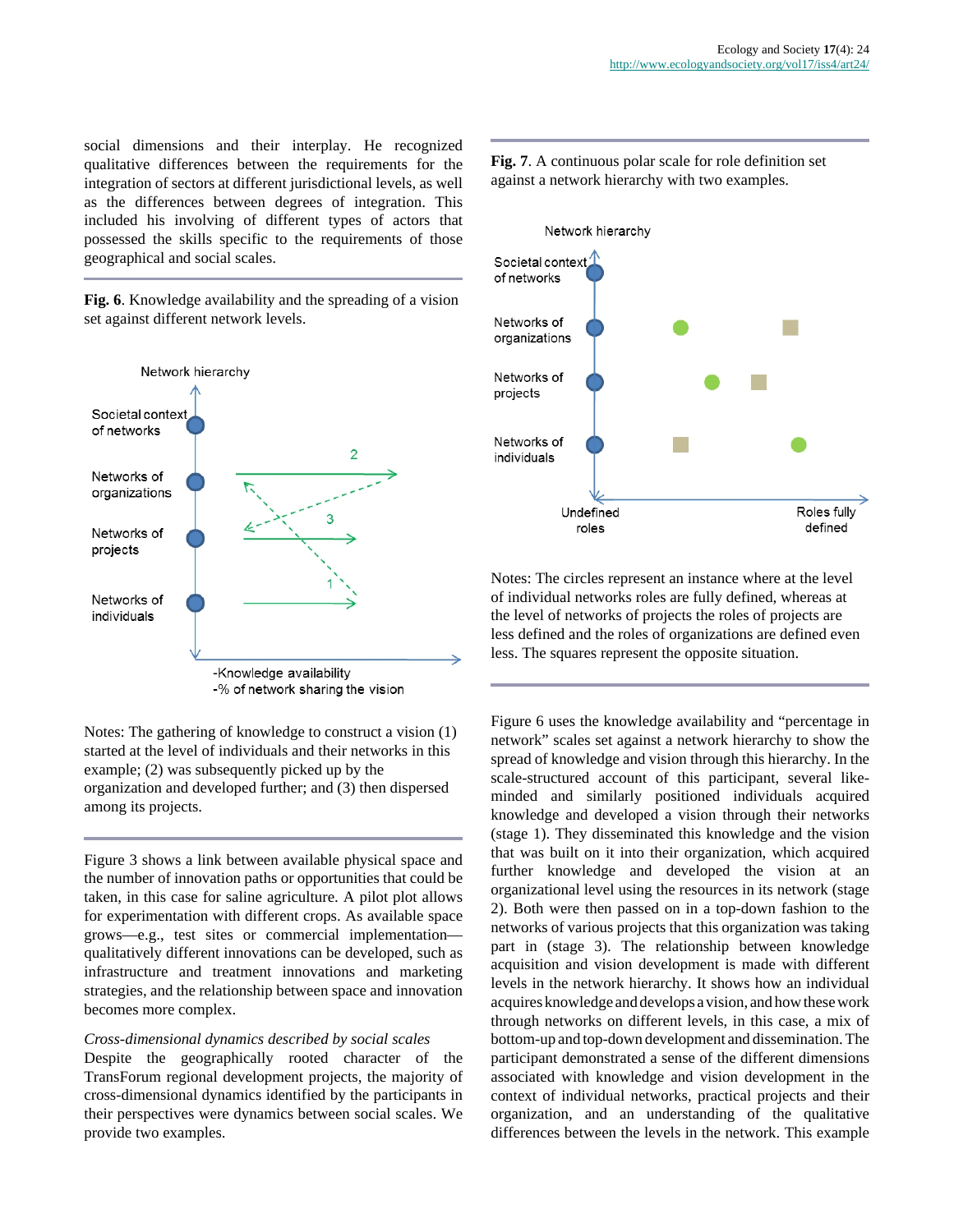social dimensions and their interplay. He recognized qualitative differences between the requirements for the integration of sectors at different jurisdictional levels, as well as the differences between degrees of integration. This included his involving of different types of actors that possessed the skills specific to the requirements of those geographical and social scales.

**Fig. 6**. Knowledge availability and the spreading of a vision set against different network levels.

Notes: The gathering of knowledge to construct a vision (1) started at the level of individuals and their networks in this example; (2) was subsequently picked up by the organization and developed further; and (3) then dispersed among its projects.

Figure 3 shows a link between available physical space and the number of innovation paths or opportunities that could be taken, in this case for saline agriculture. A pilot plot allows for experimentation with different crops. As available space grows—e.g., test sites or commercial implementation—qualitatively different innovations can be developed, such as infrastructure and treatment innovations and marketing strategies, and the relationship between space and innovation becomes more complex.

*Cross-dimensional dynamics described by social scales*

Despite the geographically rooted character of the TransForum regional development projects, the majority of cross-dimensional dynamics identified by the participants in their perspectives were dynamics between social scales. We provide two examples.

**Fig. 7**. A continuous polar scale for role definition set against a network hierarchy with two examples.

Notes: The circles represent an instance where at the level of individual networks roles are fully defined, whereas at the level of networks of projects the roles of projects are less defined and the roles of organizations are defined even less. The squares represent the opposite situation.

Figure 6 uses the knowledge availability and "percentage in network" scales set against a network hierarchy to show the spread of knowledge and vision through this hierarchy. In the scale-structured account of this participant, several like-minded and similarly positioned individuals acquired knowledge and developed a vision through their networks (stage 1). They disseminated this knowledge and the vision that was built on it into their organization, which acquired further knowledge and developed the vision at an organizational level using the resources in its network (stage 2). Both were then passed on in a top-down fashion to the networks of various projects that this organization was taking part in (stage 3). The relationship between knowledge acquisition and vision development is made with different levels in the network hierarchy. It shows how an individual acquires knowledge and develops a vision, and how these work through networks on different levels, in this case, a mix of bottom-up and top-down development and dissemination. The participant demonstrated a sense of the different dimensions associated with knowledge and vision development in the context of individual networks, practical projects and their organization, and an understanding of the qualitative differences between the levels in the network. This example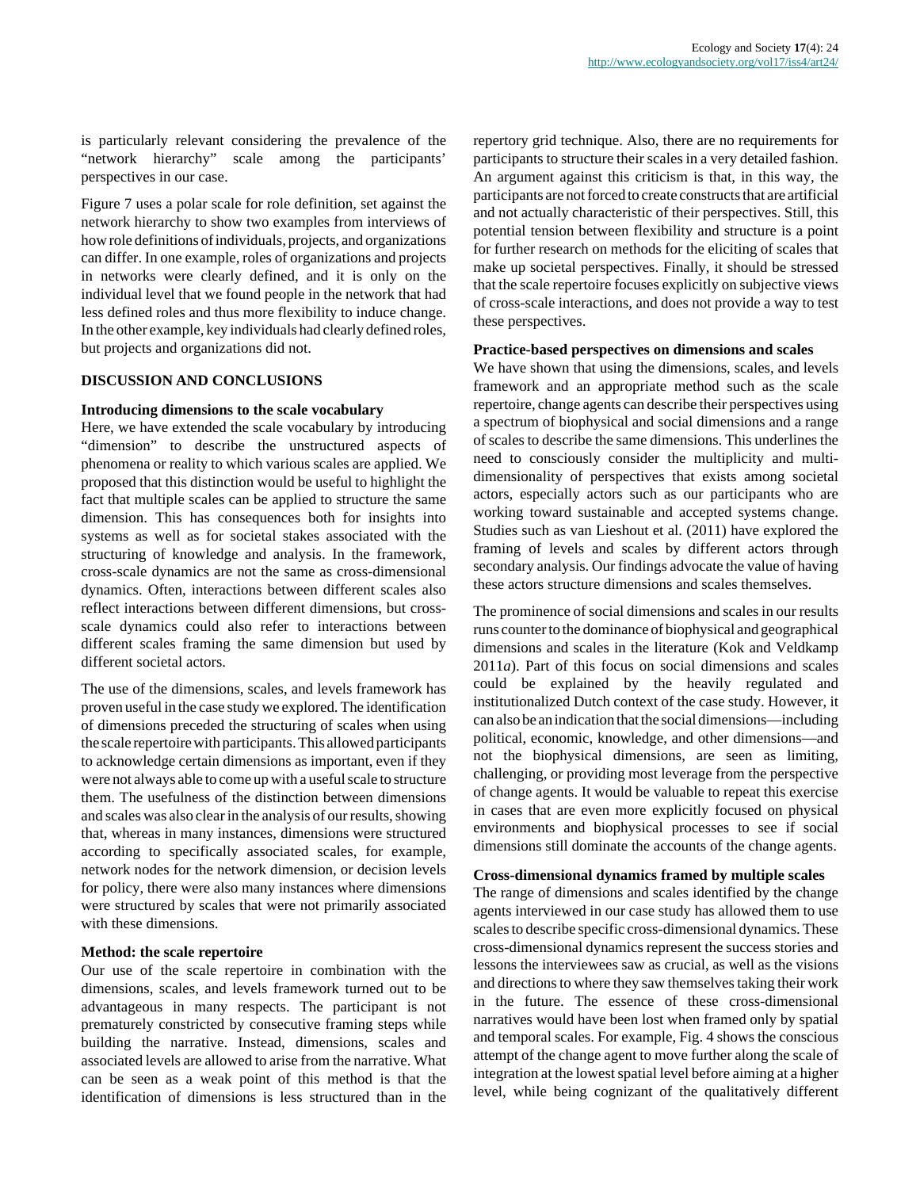is particularly relevant considering the prevalence of the "network hierarchy" scale among the participants' perspectives in our case.

Figure 7 uses a polar scale for role definition, set against the network hierarchy to show two examples from interviews of how role definitions of individuals, projects, and organizations can differ. In one example, roles of organizations and projects in networks were clearly defined, and it is only on the individual level that we found people in the network that had less defined roles and thus more flexibility to induce change. In the other example, key individuals had clearly defined roles, but projects and organizations did not.

## DISCUSSION AND CONCLUSIONS

### Introducing dimensions to the scale vocabulary

Here, we have extended the scale vocabulary by introducing "dimension" to describe the unstructured aspects of phenomena or reality to which various scales are applied. We proposed that this distinction would be useful to highlight the fact that multiple scales can be applied to structure the same dimension. This has consequences both for insights into systems as well as for societal stakes associated with the structuring of knowledge and analysis. In the framework, cross-scale dynamics are not the same as cross-dimensional dynamics. Often, interactions between different scales also reflect interactions between different dimensions, but cross-scale dynamics could also refer to interactions between different scales framing the same dimension but used by different societal actors.

The use of the dimensions, scales, and levels framework has proven useful in the case study we explored. The identification of dimensions preceded the structuring of scales when using the scale repertoire with participants. This allowed participants to acknowledge certain dimensions as important, even if they were not always able to come up with a useful scale to structure them. The usefulness of the distinction between dimensions and scales was also clear in the analysis of our results, showing that, whereas in many instances, dimensions were structured according to specifically associated scales, for example, network nodes for the network dimension, or decision levels for policy, there were also many instances where dimensions were structured by scales that were not primarily associated with these dimensions.

### Method: the scale repertoire

Our use of the scale repertoire in combination with the dimensions, scales, and levels framework turned out to be advantageous in many respects. The participant is not prematurely constricted by consecutive framing steps while building the narrative. Instead, dimensions, scales and associated levels are allowed to arise from the narrative. What can be seen as a weak point of this method is that the identification of dimensions is less structured than in the repertory grid technique. Also, there are no requirements for participants to structure their scales in a very detailed fashion. An argument against this criticism is that, in this way, the participants are not forced to create constructs that are artificial and not actually characteristic of their perspectives. Still, this potential tension between flexibility and structure is a point for further research on methods for the eliciting of scales that make up societal perspectives. Finally, it should be stressed that the scale repertoire focuses explicitly on subjective views of cross-scale interactions, and does not provide a way to test these perspectives.

### Practice-based perspectives on dimensions and scales

We have shown that using the dimensions, scales, and levels framework and an appropriate method such as the scale repertoire, change agents can describe their perspectives using a spectrum of biophysical and social dimensions and a range of scales to describe the same dimensions. This underlines the need to consciously consider the multiplicity and multi-dimensionality of perspectives that exists among societal actors, especially actors such as our participants who are working toward sustainable and accepted systems change. Studies such as van Lieshout et al. (2011) have explored the framing of levels and scales by different actors through secondary analysis. Our findings advocate the value of having these actors structure dimensions and scales themselves.

The prominence of social dimensions and scales in our results runs counter to the dominance of biophysical and geographical dimensions and scales in the literature (Kok and Veldkamp 2011*a*). Part of this focus on social dimensions and scales could be explained by the heavily regulated and institutionalized Dutch context of the case study. However, it can also be an indication that the social dimensions—including political, economic, knowledge, and other dimensions—and not the biophysical dimensions, are seen as limiting, challenging, or providing most leverage from the perspective of change agents. It would be valuable to repeat this exercise in cases that are even more explicitly focused on physical environments and biophysical processes to see if social dimensions still dominate the accounts of the change agents.

### Cross-dimensional dynamics framed by multiple scales

The range of dimensions and scales identified by the change agents interviewed in our case study has allowed them to use scales to describe specific cross-dimensional dynamics. These cross-dimensional dynamics represent the success stories and lessons the interviewees saw as crucial, as well as the visions and directions to where they saw themselves taking their work in the future. The essence of these cross-dimensional narratives would have been lost when framed only by spatial and temporal scales. For example, Fig. 4 shows the conscious attempt of the change agent to move further along the scale of integration at the lowest spatial level before aiming at a higher level, while being cognizant of the qualitatively different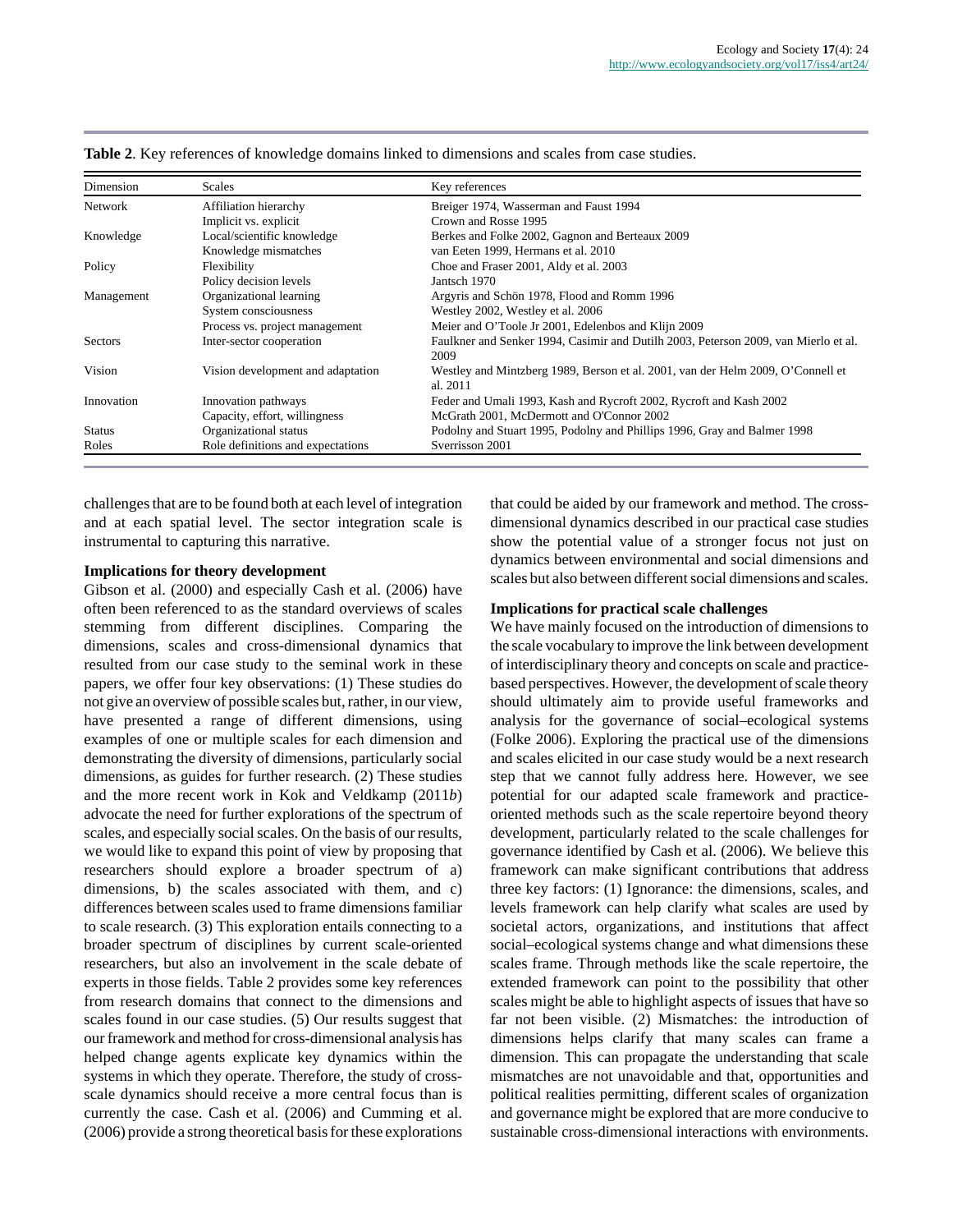**Table 2**. Key references of knowledge domains linked to dimensions and scales from case studies.

| Dimension | Scales | Key references |
|---|---|---|
| Network | Affiliation hierarchy | Breiger 1974, Wasserman and Faust 1994 |
| | Implicit vs. explicit | Crown and Rosse 1995 |
| Knowledge | Local/scientific knowledge | Berkes and Folke 2002, Gagnon and Berteaux 2009 |
| | Knowledge mismatches | van Eeten 1999, Hermans et al. 2010 |
| Policy | Flexibility | Choe and Fraser 2001, Aldy et al. 2003 |
| | Policy decision levels | Jantsch 1970 |
| Management | Organizational learning | Argyris and Schön 1978, Flood and Romm 1996 |
| | System consciousness | Westley 2002, Westley et al. 2006 |
| | Process vs. project management | Meier and O'Toole Jr 2001, Edelenbos and Klijn 2009 |
| Sectors | Inter-sector cooperation | Faulkner and Senker 1994, Casimir and Dutilh 2003, Peterson 2009, van Mierlo et al. 2009 |
| Vision | Vision development and adaptation | Westley and Mintzberg 1989, Berson et al. 2001, van der Helm 2009, O'Connell et al. 2011 |
| Innovation | Innovation pathways | Feder and Umali 1993, Kash and Rycroft 2002, Rycroft and Kash 2002 |
| | Capacity, effort, willingness | McGrath 2001, McDermott and O'Connor 2002 |
| Status | Organizational status | Podolny and Stuart 1995, Podolny and Phillips 1996, Gray and Balmer 1998 |
| Roles | Role definitions and expectations | Sverrisson 2001 |

challenges that are to be found both at each level of integration and at each spatial level. The sector integration scale is instrumental to capturing this narrative.

### Implications for theory development

Gibson et al. (2000) and especially Cash et al. (2006) have often been referenced to as the standard overviews of scales stemming from different disciplines. Comparing the dimensions, scales and cross-dimensional dynamics that resulted from our case study to the seminal work in these papers, we offer four key observations: (1) These studies do not give an overview of possible scales but, rather, in our view, have presented a range of different dimensions, using examples of one or multiple scales for each dimension and demonstrating the diversity of dimensions, particularly social dimensions, as guides for further research. (2) These studies and the more recent work in Kok and Veldkamp (2011*b*) advocate the need for further explorations of the spectrum of scales, and especially social scales. On the basis of our results, we would like to expand this point of view by proposing that researchers should explore a broader spectrum of a) dimensions, b) the scales associated with them, and c) differences between scales used to frame dimensions familiar to scale research. (3) This exploration entails connecting to a broader spectrum of disciplines by current scale-oriented researchers, but also an involvement in the scale debate of experts in those fields. Table 2 provides some key references from research domains that connect to the dimensions and scales found in our case studies. (5) Our results suggest that our framework and method for cross-dimensional analysis has helped change agents explicate key dynamics within the systems in which they operate. Therefore, the study of cross-scale dynamics should receive a more central focus than is currently the case. Cash et al. (2006) and Cumming et al. (2006) provide a strong theoretical basis for these explorations that could be aided by our framework and method. The cross-dimensional dynamics described in our practical case studies show the potential value of a stronger focus not just on dynamics between environmental and social dimensions and scales but also between different social dimensions and scales.

### Implications for practical scale challenges

We have mainly focused on the introduction of dimensions to the scale vocabulary to improve the link between development of interdisciplinary theory and concepts on scale and practice-based perspectives. However, the development of scale theory should ultimately aim to provide useful frameworks and analysis for the governance of social–ecological systems (Folke 2006). Exploring the practical use of the dimensions and scales elicited in our case study would be a next research step that we cannot fully address here. However, we see potential for our adapted scale framework and practice-oriented methods such as the scale repertoire beyond theory development, particularly related to the scale challenges for governance identified by Cash et al. (2006). We believe this framework can make significant contributions that address three key factors: (1) Ignorance: the dimensions, scales, and levels framework can help clarify what scales are used by societal actors, organizations, and institutions that affect social–ecological systems change and what dimensions these scales frame. Through methods like the scale repertoire, the extended framework can point to the possibility that other scales might be able to highlight aspects of issues that have so far not been visible. (2) Mismatches: the introduction of dimensions helps clarify that many scales can frame a dimension. This can propagate the understanding that scale mismatches are not unavoidable and that, opportunities and political realities permitting, different scales of organization and governance might be explored that are more conducive to sustainable cross-dimensional interactions with environments.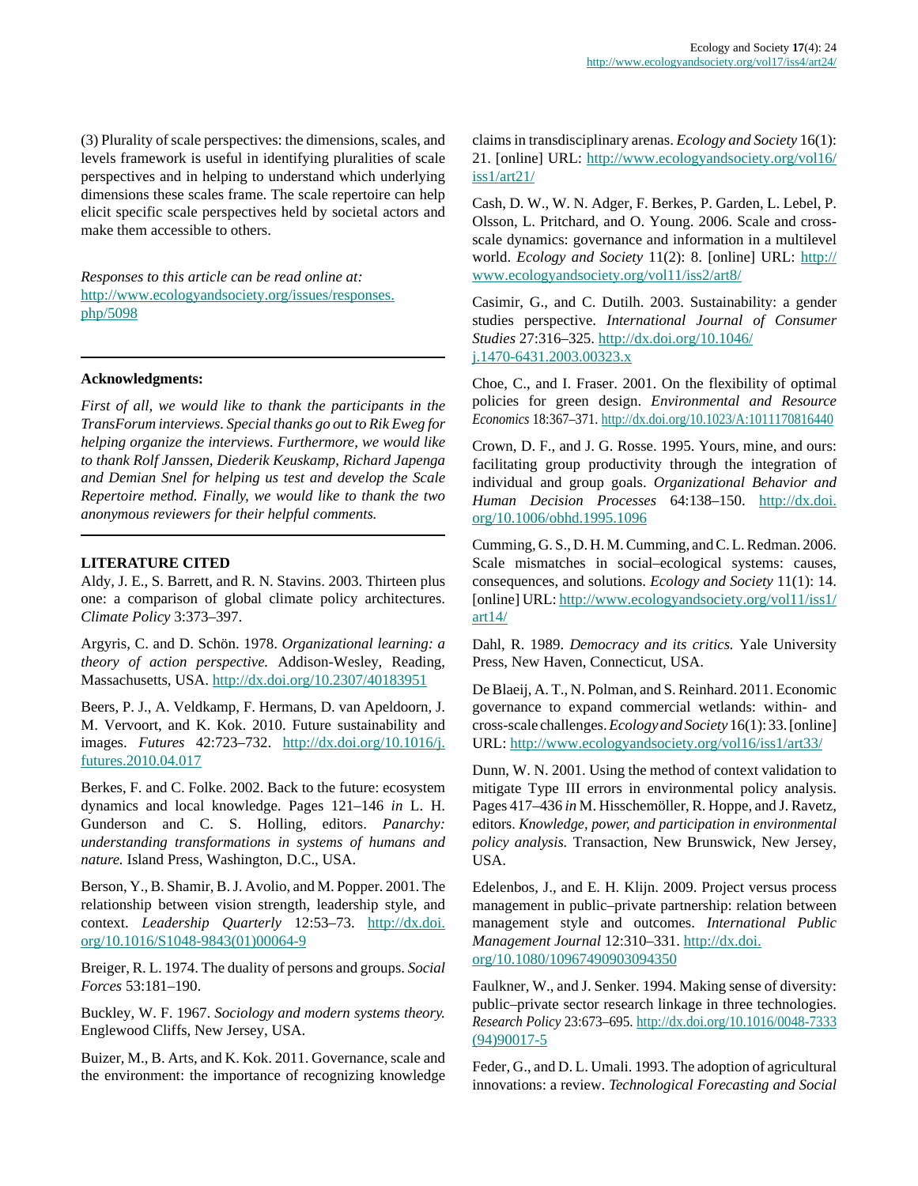(3) Plurality of scale perspectives: the dimensions, scales, and levels framework is useful in identifying pluralities of scale perspectives and in helping to understand which underlying dimensions these scales frame. The scale repertoire can help elicit specific scale perspectives held by societal actors and make them accessible to others.

*Responses to this article can be read online at:* http://www.ecologyandsociety.org/issues/responses.php/5098

---

**Acknowledgments:**

*First of all, we would like to thank the participants in the TransForum interviews. Special thanks go out to Rik Eweg for helping organize the interviews. Furthermore, we would like to thank Rolf Janssen, Diederik Keuskamp, Richard Japenga and Demian Snel for helping us test and develop the Scale Repertoire method. Finally, we would like to thank the two anonymous reviewers for their helpful comments.*

---

**LITERATURE CITED**

Aldy, J. E., S. Barrett, and R. N. Stavins. 2003. Thirteen plus one: a comparison of global climate policy architectures. *Climate Policy* 3:373–397.

Argyris, C. and D. Schön. 1978. *Organizational learning: a theory of action perspective.* Addison-Wesley, Reading, Massachusetts, USA. http://dx.doi.org/10.2307/40183951

Beers, P. J., A. Veldkamp, F. Hermans, D. van Apeldoorn, J. M. Vervoort, and K. Kok. 2010. Future sustainability and images. *Futures* 42:723–732. http://dx.doi.org/10.1016/j.futures.2010.04.017

Berkes, F. and C. Folke. 2002. Back to the future: ecosystem dynamics and local knowledge. Pages 121–146 *in* L. H. Gunderson and C. S. Holling, editors. *Panarchy: understanding transformations in systems of humans and nature.* Island Press, Washington, D.C., USA.

Berson, Y., B. Shamir, B. J. Avolio, and M. Popper. 2001. The relationship between vision strength, leadership style, and context. *Leadership Quarterly* 12:53–73. http://dx.doi.org/10.1016/S1048-9843(01)00064-9

Breiger, R. L. 1974. The duality of persons and groups. *Social Forces* 53:181–190.

Buckley, W. F. 1967. *Sociology and modern systems theory.* Englewood Cliffs, New Jersey, USA.

Buizer, M., B. Arts, and K. Kok. 2011. Governance, scale and the environment: the importance of recognizing knowledge claims in transdisciplinary arenas. *Ecology and Society* 16(1): 21. [online] URL: http://www.ecologyandsociety.org/vol16/iss1/art21/

Cash, D. W., W. N. Adger, F. Berkes, P. Garden, L. Lebel, P. Olsson, L. Pritchard, and O. Young. 2006. Scale and cross-scale dynamics: governance and information in a multilevel world. *Ecology and Society* 11(2): 8. [online] URL: http://www.ecologyandsociety.org/vol11/iss2/art8/

Casimir, G., and C. Dutilh. 2003. Sustainability: a gender studies perspective. *International Journal of Consumer Studies* 27:316–325. http://dx.doi.org/10.1046/j.1470-6431.2003.00323.x

Choe, C., and I. Fraser. 2001. On the flexibility of optimal policies for green design. *Environmental and Resource Economics* 18:367–371. http://dx.doi.org/10.1023/A:1011170816440

Crown, D. F., and J. G. Rosse. 1995. Yours, mine, and ours: facilitating group productivity through the integration of individual and group goals. *Organizational Behavior and Human Decision Processes* 64:138–150. http://dx.doi.org/10.1006/obhd.1995.1096

Cumming, G. S., D. H. M. Cumming, and C. L. Redman. 2006. Scale mismatches in social–ecological systems: causes, consequences, and solutions. *Ecology and Society* 11(1): 14. [online] URL: http://www.ecologyandsociety.org/vol11/iss1/art14/

Dahl, R. 1989. *Democracy and its critics.* Yale University Press, New Haven, Connecticut, USA.

De Blaeij, A. T., N. Polman, and S. Reinhard. 2011. Economic governance to expand commercial wetlands: within- and cross-scale challenges. *Ecology and Society* 16(1): 33. [online] URL: http://www.ecologyandsociety.org/vol16/iss1/art33/

Dunn, W. N. 2001. Using the method of context validation to mitigate Type III errors in environmental policy analysis. Pages 417–436 *in* M. Hisschemöller, R. Hoppe, and J. Ravetz, editors. *Knowledge, power, and participation in environmental policy analysis.* Transaction, New Brunswick, New Jersey, USA.

Edelenbos, J., and E. H. Klijn. 2009. Project versus process management in public–private partnership: relation between management style and outcomes. *International Public Management Journal* 12:310–331. http://dx.doi.org/10.1080/10967490903094350

Faulkner, W., and J. Senker. 1994. Making sense of diversity: public–private sector research linkage in three technologies. *Research Policy* 23:673–695. http://dx.doi.org/10.1016/0048-7333(94)90017-5

Feder, G., and D. L. Umali. 1993. The adoption of agricultural innovations: a review. *Technological Forecasting and Social*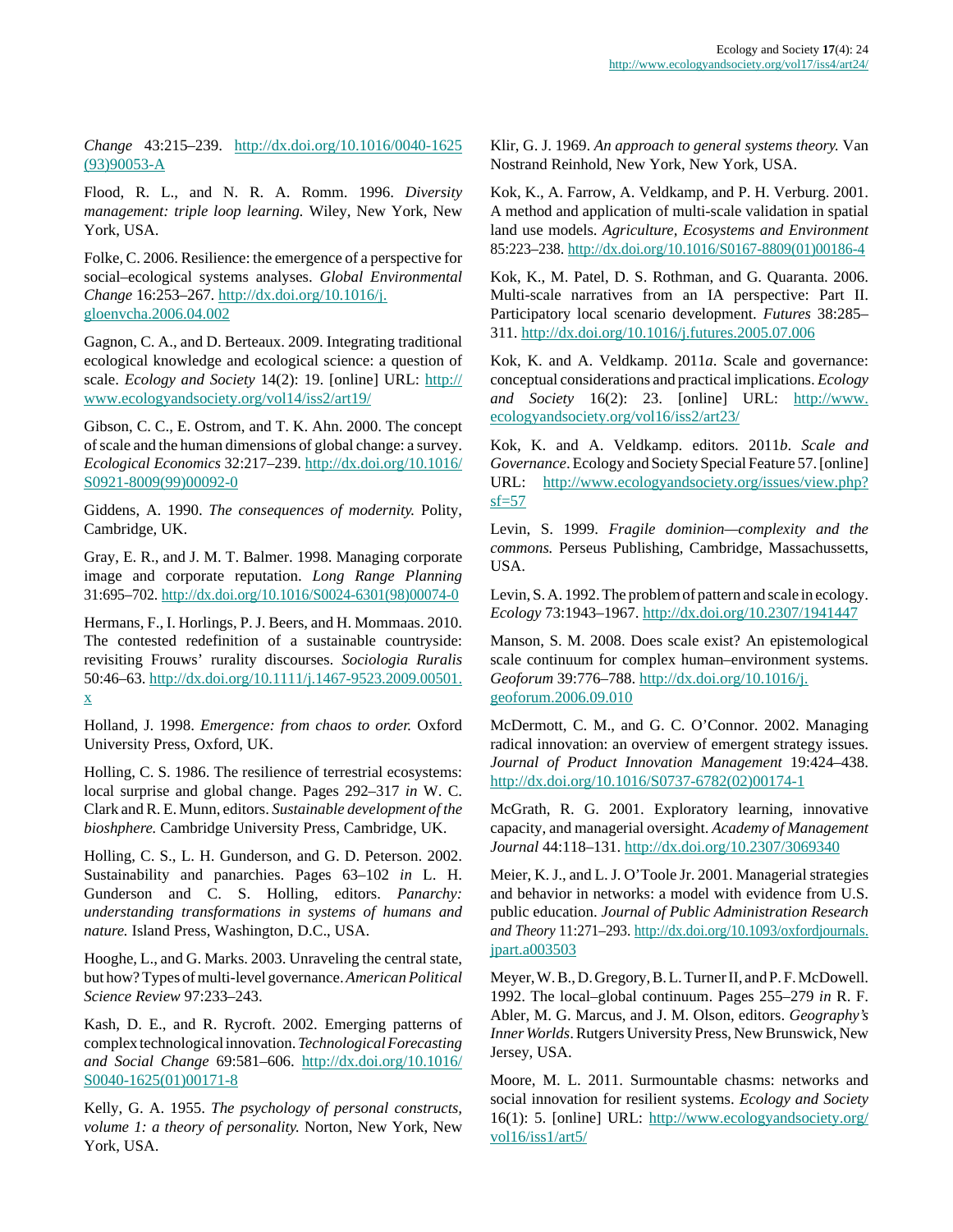*Change* 43:215–239. http://dx.doi.org/10.1016/0040-1625(93)90053-A

Flood, R. L., and N. R. A. Romm. 1996. *Diversity management: triple loop learning.* Wiley, New York, New York, USA.

Folke, C. 2006. Resilience: the emergence of a perspective for social–ecological systems analyses. *Global Environmental Change* 16:253–267. http://dx.doi.org/10.1016/j.gloenvcha.2006.04.002

Gagnon, C. A., and D. Berteaux. 2009. Integrating traditional ecological knowledge and ecological science: a question of scale. *Ecology and Society* 14(2): 19. [online] URL: http://www.ecologyandsociety.org/vol14/iss2/art19/

Gibson, C. C., E. Ostrom, and T. K. Ahn. 2000. The concept of scale and the human dimensions of global change: a survey. *Ecological Economics* 32:217–239. http://dx.doi.org/10.1016/S0921-8009(99)00092-0

Giddens, A. 1990. *The consequences of modernity.* Polity, Cambridge, UK.

Gray, E. R., and J. M. T. Balmer. 1998. Managing corporate image and corporate reputation. *Long Range Planning* 31:695–702. http://dx.doi.org/10.1016/S0024-6301(98)00074-0

Hermans, F., I. Horlings, P. J. Beers, and H. Mommaas. 2010. The contested redefinition of a sustainable countryside: revisiting Frouws' rurality discourses. *Sociologia Ruralis* 50:46–63. http://dx.doi.org/10.1111/j.1467-9523.2009.00501.x

Holland, J. 1998. *Emergence: from chaos to order.* Oxford University Press, Oxford, UK.

Holling, C. S. 1986. The resilience of terrestrial ecosystems: local surprise and global change. Pages 292–317 *in* W. C. Clark and R. E. Munn, editors. *Sustainable development of the bioshphere.* Cambridge University Press, Cambridge, UK.

Holling, C. S., L. H. Gunderson, and G. D. Peterson. 2002. Sustainability and panarchies. Pages 63–102 *in* L. H. Gunderson and C. S. Holling, editors. *Panarchy: understanding transformations in systems of humans and nature.* Island Press, Washington, D.C., USA.

Hooghe, L., and G. Marks. 2003. Unraveling the central state, but how? Types of multi-level governance. *American Political Science Review* 97:233–243.

Kash, D. E., and R. Rycroft. 2002. Emerging patterns of complex technological innovation. *Technological Forecasting and Social Change* 69:581–606. http://dx.doi.org/10.1016/S0040-1625(01)00171-8

Kelly, G. A. 1955. *The psychology of personal constructs, volume 1: a theory of personality.* Norton, New York, New York, USA.

Klir, G. J. 1969. *An approach to general systems theory.* Van Nostrand Reinhold, New York, New York, USA.

Kok, K., A. Farrow, A. Veldkamp, and P. H. Verburg. 2001. A method and application of multi-scale validation in spatial land use models. *Agriculture, Ecosystems and Environment* 85:223–238. http://dx.doi.org/10.1016/S0167-8809(01)00186-4

Kok, K., M. Patel, D. S. Rothman, and G. Quaranta. 2006. Multi-scale narratives from an IA perspective: Part II. Participatory local scenario development. *Futures* 38:285–311. http://dx.doi.org/10.1016/j.futures.2005.07.006

Kok, K. and A. Veldkamp. 2011*a*. Scale and governance: conceptual considerations and practical implications. *Ecology and Society* 16(2): 23. [online] URL: http://www.ecologyandsociety.org/vol16/iss2/art23/

Kok, K. and A. Veldkamp. editors. 2011*b*. *Scale and Governance*. Ecology and Society Special Feature 57. [online] URL: http://www.ecologyandsociety.org/issues/view.php?sf=57

Levin, S. 1999. *Fragile dominion—complexity and the commons.* Perseus Publishing, Cambridge, Massachussetts, USA.

Levin, S. A. 1992. The problem of pattern and scale in ecology. *Ecology* 73:1943–1967. http://dx.doi.org/10.2307/1941447

Manson, S. M. 2008. Does scale exist? An epistemological scale continuum for complex human–environment systems. *Geoforum* 39:776–788. http://dx.doi.org/10.1016/j.geoforum.2006.09.010

McDermott, C. M., and G. C. O'Connor. 2002. Managing radical innovation: an overview of emergent strategy issues. *Journal of Product Innovation Management* 19:424–438. http://dx.doi.org/10.1016/S0737-6782(02)00174-1

McGrath, R. G. 2001. Exploratory learning, innovative capacity, and managerial oversight. *Academy of Management Journal* 44:118–131. http://dx.doi.org/10.2307/3069340

Meier, K. J., and L. J. O'Toole Jr. 2001. Managerial strategies and behavior in networks: a model with evidence from U.S. public education. *Journal of Public Administration Research and Theory* 11:271–293. http://dx.doi.org/10.1093/oxfordjournals.jpart.a003503

Meyer, W. B., D. Gregory, B. L. Turner II, and P. F. McDowell. 1992. The local–global continuum. Pages 255–279 *in* R. F. Abler, M. G. Marcus, and J. M. Olson, editors. *Geography's Inner Worlds*. Rutgers University Press, New Brunswick, New Jersey, USA.

Moore, M. L. 2011. Surmountable chasms: networks and social innovation for resilient systems. *Ecology and Society* 16(1): 5. [online] URL: http://www.ecologyandsociety.org/vol16/iss1/art5/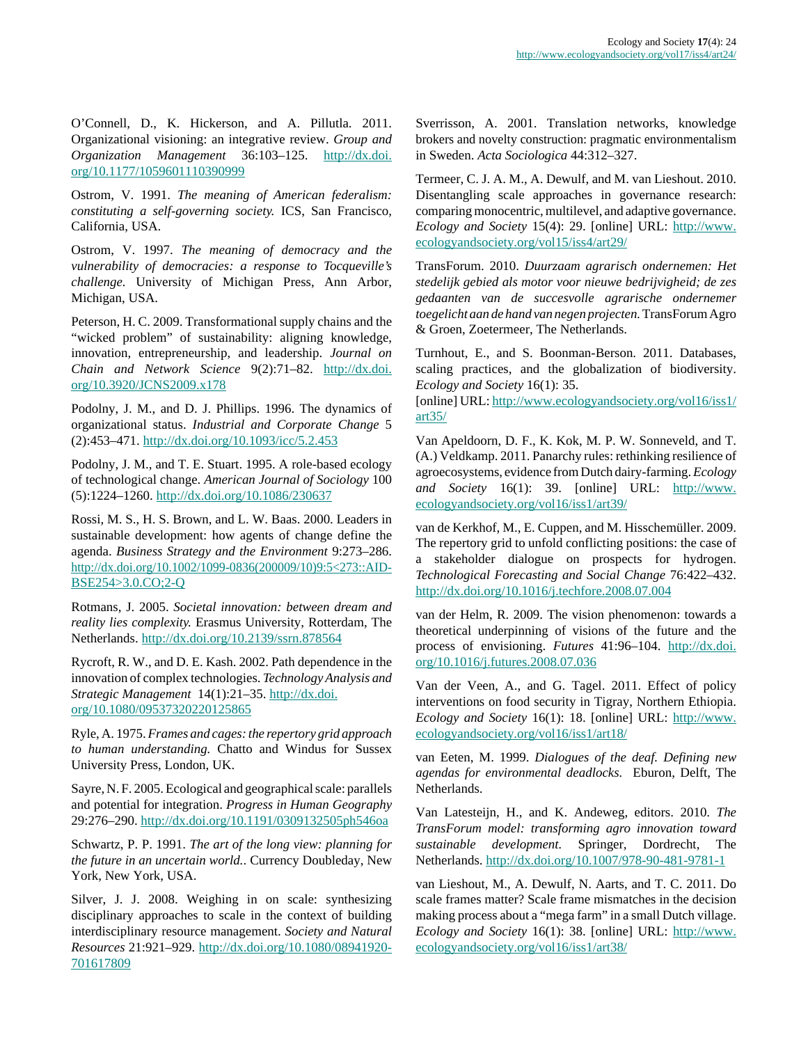O'Connell, D., K. Hickerson, and A. Pillutla. 2011. Organizational visioning: an integrative review. *Group and Organization Management* 36:103–125. http://dx.doi.org/10.1177/1059601110390999

Ostrom, V. 1991. *The meaning of American federalism: constituting a self-governing society.* ICS, San Francisco, California, USA.

Ostrom, V. 1997. *The meaning of democracy and the vulnerability of democracies: a response to Tocqueville's challenge.* University of Michigan Press, Ann Arbor, Michigan, USA.

Peterson, H. C. 2009. Transformational supply chains and the "wicked problem" of sustainability: aligning knowledge, innovation, entrepreneurship, and leadership. *Journal on Chain and Network Science* 9(2):71–82. http://dx.doi.org/10.3920/JCNS2009.x178

Podolny, J. M., and D. J. Phillips. 1996. The dynamics of organizational status. *Industrial and Corporate Change* 5 (2):453–471. http://dx.doi.org/10.1093/icc/5.2.453

Podolny, J. M., and T. E. Stuart. 1995. A role-based ecology of technological change. *American Journal of Sociology* 100 (5):1224–1260. http://dx.doi.org/10.1086/230637

Rossi, M. S., H. S. Brown, and L. W. Baas. 2000. Leaders in sustainable development: how agents of change define the agenda. *Business Strategy and the Environment* 9:273–286. http://dx.doi.org/10.1002/1099-0836(200009/10)9:5<273::AID-BSE254>3.0.CO;2-Q

Rotmans, J. 2005. *Societal innovation: between dream and reality lies complexity.* Erasmus University, Rotterdam, The Netherlands. http://dx.doi.org/10.2139/ssrn.878564

Rycroft, R. W., and D. E. Kash. 2002. Path dependence in the innovation of complex technologies. *Technology Analysis and Strategic Management* 14(1):21–35. http://dx.doi.org/10.1080/09537320220125865

Ryle, A. 1975. *Frames and cages: the repertory grid approach to human understanding.* Chatto and Windus for Sussex University Press, London, UK.

Sayre, N. F. 2005. Ecological and geographical scale: parallels and potential for integration. *Progress in Human Geography* 29:276–290. http://dx.doi.org/10.1191/0309132505ph546oa

Schwartz, P. P. 1991. *The art of the long view: planning for the future in an uncertain world.*. Currency Doubleday, New York, New York, USA.

Silver, J. J. 2008. Weighing in on scale: synthesizing disciplinary approaches to scale in the context of building interdisciplinary resource management. *Society and Natural Resources* 21:921–929. http://dx.doi.org/10.1080/08941920701617809

Sverrisson, A. 2001. Translation networks, knowledge brokers and novelty construction: pragmatic environmentalism in Sweden. *Acta Sociologica* 44:312–327.

Termeer, C. J. A. M., A. Dewulf, and M. van Lieshout. 2010. Disentangling scale approaches in governance research: comparing monocentric, multilevel, and adaptive governance. *Ecology and Society* 15(4): 29. [online] URL: http://www.ecologyandsociety.org/vol15/iss4/art29/

TransForum. 2010. *Duurzaam agrarisch ondernemen: Het stedelijk gebied als motor voor nieuwe bedrijvigheid; de zes gedaanten van de succesvolle agrarische ondernemer toegelicht aan de hand van negen projecten.* TransForum Agro & Groen, Zoetermeer, The Netherlands.

Turnhout, E., and S. Boonman-Berson. 2011. Databases, scaling practices, and the globalization of biodiversity. *Ecology and Society* 16(1): 35. [online] URL: http://www.ecologyandsociety.org/vol16/iss1/art35/

Van Apeldoorn, D. F., K. Kok, M. P. W. Sonneveld, and T. (A.) Veldkamp. 2011. Panarchy rules: rethinking resilience of agroecosystems, evidence from Dutch dairy-farming. *Ecology and Society* 16(1): 39. [online] URL: http://www.ecologyandsociety.org/vol16/iss1/art39/

van de Kerkhof, M., E. Cuppen, and M. Hisschemöller. 2009. The repertory grid to unfold conflicting positions: the case of a stakeholder dialogue on prospects for hydrogen. *Technological Forecasting and Social Change* 76:422–432. http://dx.doi.org/10.1016/j.techfore.2008.07.004

van der Helm, R. 2009. The vision phenomenon: towards a theoretical underpinning of visions of the future and the process of envisioning. *Futures* 41:96–104. http://dx.doi.org/10.1016/j.futures.2008.07.036

Van der Veen, A., and G. Tagel. 2011. Effect of policy interventions on food security in Tigray, Northern Ethiopia. *Ecology and Society* 16(1): 18. [online] URL: http://www.ecologyandsociety.org/vol16/iss1/art18/

van Eeten, M. 1999. *Dialogues of the deaf. Defining new agendas for environmental deadlocks.* Eburon, Delft, The Netherlands.

Van Latesteijn, H., and K. Andeweg, editors. 2010. *The TransForum model: transforming agro innovation toward sustainable development.* Springer, Dordrecht, The Netherlands. http://dx.doi.org/10.1007/978-90-481-9781-1

van Lieshout, M., A. Dewulf, N. Aarts, and T. C. 2011. Do scale frames matter? Scale frame mismatches in the decision making process about a "mega farm" in a small Dutch village. *Ecology and Society* 16(1): 38. [online] URL: http://www.ecologyandsociety.org/vol16/iss1/art38/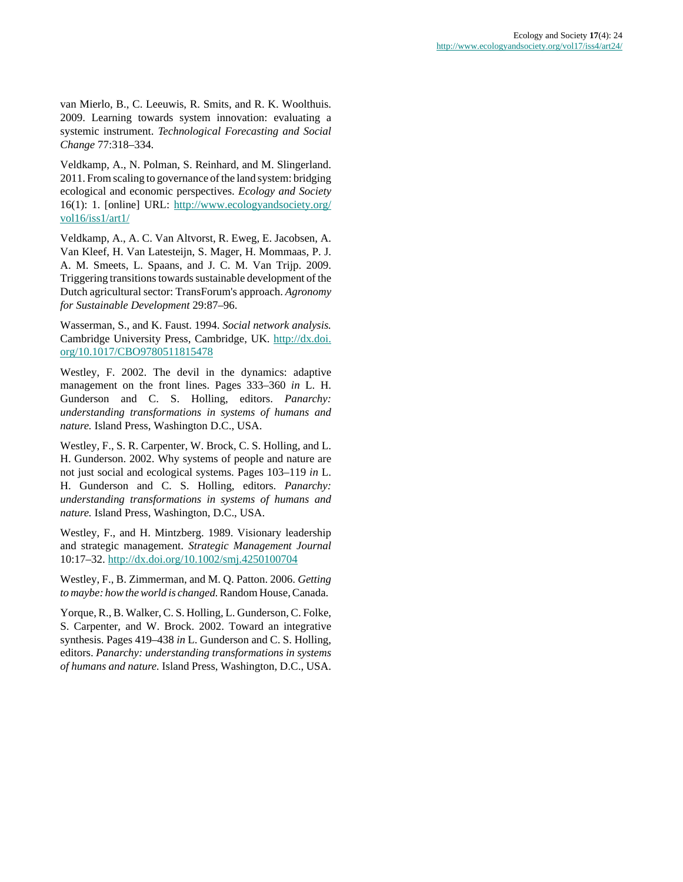van Mierlo, B., C. Leeuwis, R. Smits, and R. K. Woolthuis. 2009. Learning towards system innovation: evaluating a systemic instrument. *Technological Forecasting and Social Change* 77:318–334.

Veldkamp, A., N. Polman, S. Reinhard, and M. Slingerland. 2011. From scaling to governance of the land system: bridging ecological and economic perspectives. *Ecology and Society* 16(1): 1. [online] URL: http://www.ecologyandsociety.org/vol16/iss1/art1/

Veldkamp, A., A. C. Van Altvorst, R. Eweg, E. Jacobsen, A. Van Kleef, H. Van Latesteijn, S. Mager, H. Mommaas, P. J. A. M. Smeets, L. Spaans, and J. C. M. Van Trijp. 2009. Triggering transitions towards sustainable development of the Dutch agricultural sector: TransForum's approach. *Agronomy for Sustainable Development* 29:87–96.

Wasserman, S., and K. Faust. 1994. *Social network analysis.* Cambridge University Press, Cambridge, UK. http://dx.doi.org/10.1017/CBO9780511815478

Westley, F. 2002. The devil in the dynamics: adaptive management on the front lines. Pages 333–360 *in* L. H. Gunderson and C. S. Holling, editors. *Panarchy: understanding transformations in systems of humans and nature.* Island Press, Washington D.C., USA.

Westley, F., S. R. Carpenter, W. Brock, C. S. Holling, and L. H. Gunderson. 2002. Why systems of people and nature are not just social and ecological systems. Pages 103–119 *in* L. H. Gunderson and C. S. Holling, editors. *Panarchy: understanding transformations in systems of humans and nature.* Island Press, Washington, D.C., USA.

Westley, F., and H. Mintzberg. 1989. Visionary leadership and strategic management. *Strategic Management Journal* 10:17–32. http://dx.doi.org/10.1002/smj.4250100704

Westley, F., B. Zimmerman, and M. Q. Patton. 2006. *Getting to maybe: how the world is changed.* Random House, Canada.

Yorque, R., B. Walker, C. S. Holling, L. Gunderson, C. Folke, S. Carpenter, and W. Brock. 2002. Toward an integrative synthesis. Pages 419–438 *in* L. Gunderson and C. S. Holling, editors. *Panarchy: understanding transformations in systems of humans and nature.* Island Press, Washington, D.C., USA.